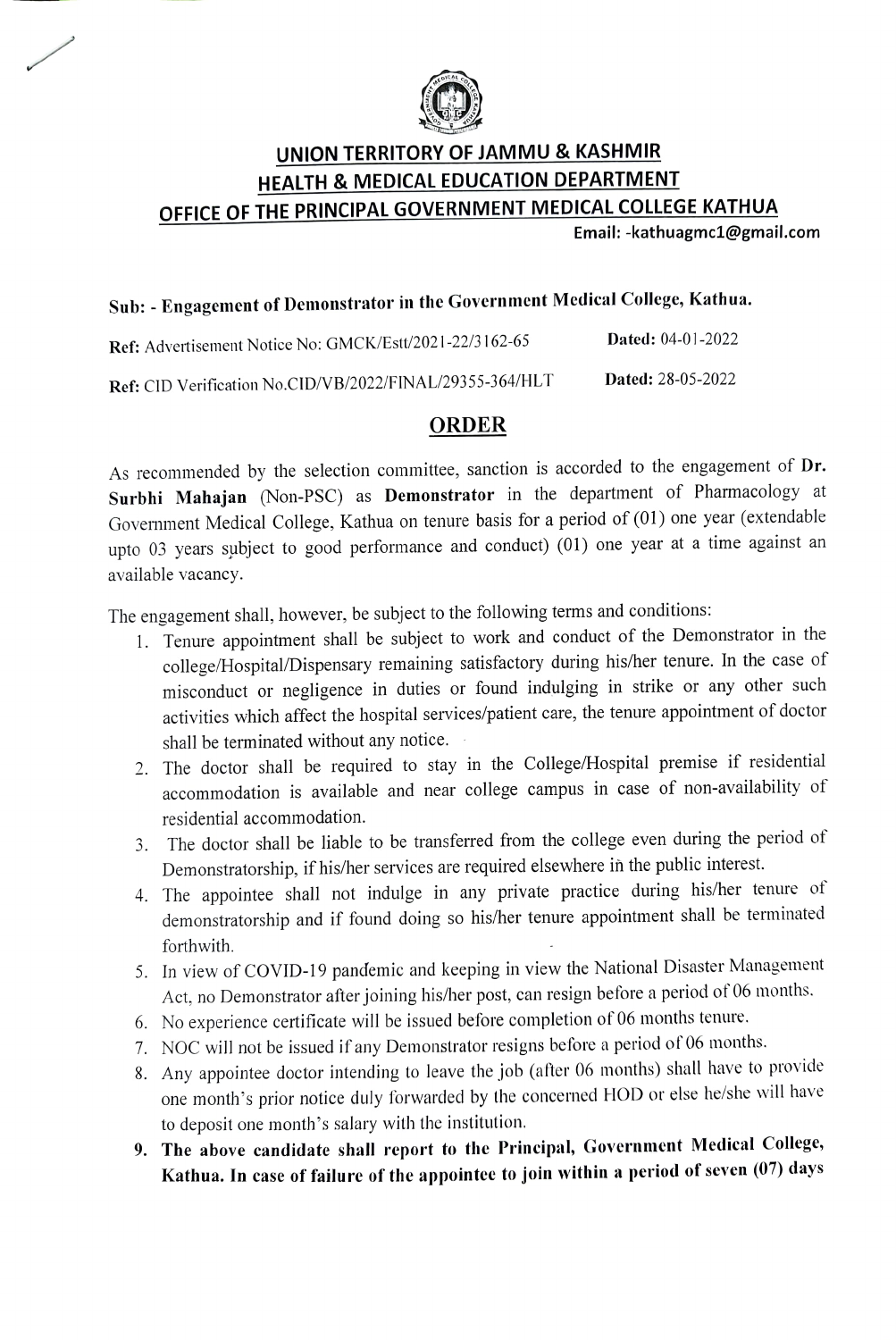# UNION TERRITORY OF JAMMU & KASHMIR

## HEALTH & MEDICAL EDUCATION DEPARTMENT

## OFFICE OF THE PRINCIPAL GOVERNMENT MEDICAL COLLEGE KATHUA

**Email: -kathuagmc1@gmail.com**

**Sub: - Engagement of Demonstrator in the Government Medical College, Kathua.**

**Ref:** Advertisement Notice No: GMCK/Estt/2021-22/3162-65 **Dated:** 04-01-2022

**Ref:** CID Verification No.CID/VB/2022/FINAL/29355-364/HLT **Dated:** 28-05-2022

## ORDER

As recommended by the selection committee, sanction is accorded to the engagement of **Dr. Surbhi Mahajan** (Non-PSC) as **Demonstrator** in the department of Pharmacology at Government Medical College, Kathua on tenure basis for a period of (01) one year (extendable upto 03 years subject to good performance and conduct) (01) one year at a time against an available vacancy.

The engagement shall, however, be subject to the following terms and conditions:

1. Tenure appointment shall be subject to work and conduct of the Demonstrator in the college/Hospital/Dispensary remaining satisfactory during his/her tenure. In the case of misconduct or negligence in duties or found indulging in strike or any other such activities which affect the hospital services/patient care, the tenure appointment of doctor shall be terminated without any notice.
2. The doctor shall be required to stay in the College/Hospital premise if residential accommodation is available and near college campus in case of non-availability of residential accommodation.
3. The doctor shall be liable to be transferred from the college even during the period of Demonstratorship, if his/her services are required elsewhere in the public interest.
4. The appointee shall not indulge in any private practice during his/her tenure of demonstratorship and if found doing so his/her tenure appointment shall be terminated forthwith.
5. In view of COVID-19 pandemic and keeping in view the National Disaster Management Act, no Demonstrator after joining his/her post, can resign before a period of 06 months.
6. No experience certificate will be issued before completion of 06 months tenure.
7. NOC will not be issued if any Demonstrator resigns before a period of 06 months.
8. Any appointee doctor intending to leave the job (after 06 months) shall have to provide one month's prior notice duly forwarded by the concerned HOD or else he/she will have to deposit one month's salary with the institution.
9. **The above candidate shall report to the Principal, Government Medical College, Kathua. In case of failure of the appointee to join within a period of seven (07) days**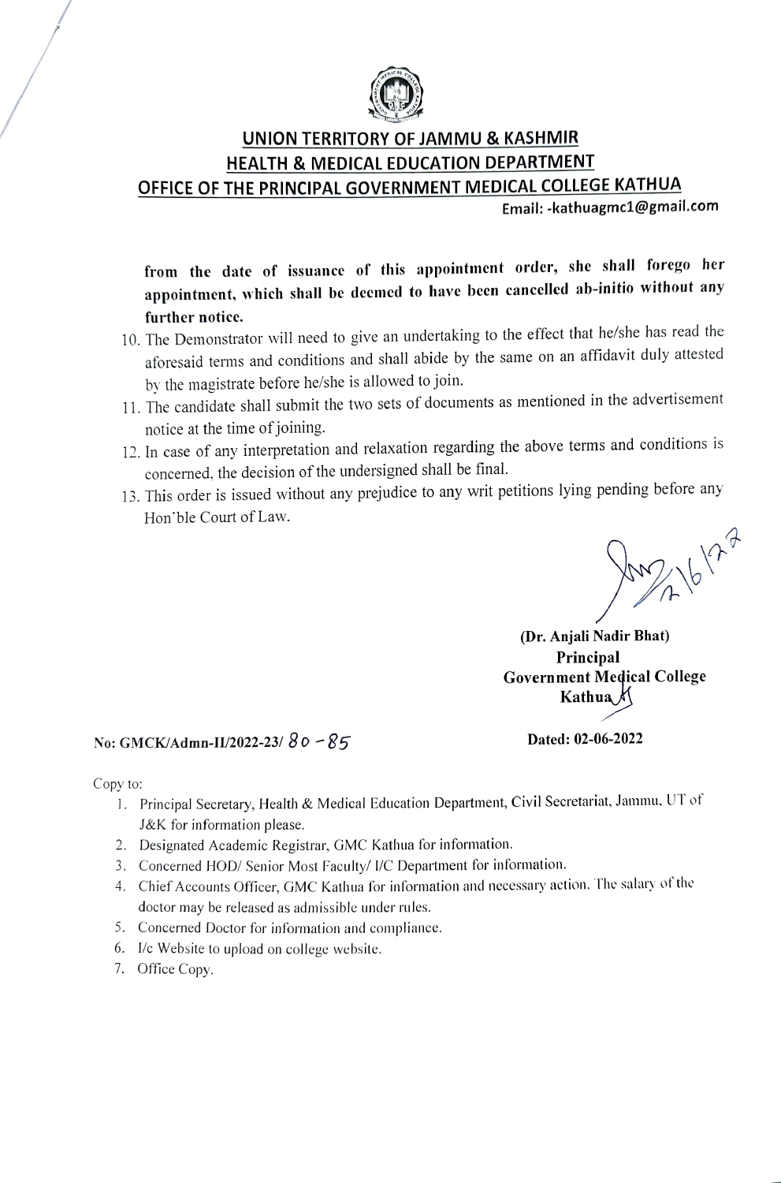## UNION TERRITORY OF JAMMU & KASHMIR
## HEALTH & MEDICAL EDUCATION DEPARTMENT
## OFFICE OF THE PRINCIPAL GOVERNMENT MEDICAL COLLEGE KATHUA

**Email: -kathuagmc1@gmail.com**

**from the date of issuance of this appointment order, she shall forego her appointment, which shall be deemed to have been cancelled ab-initio without any further notice.**

10. The Demonstrator will need to give an undertaking to the effect that he/she has read the aforesaid terms and conditions and shall abide by the same on an affidavit duly attested by the magistrate before he/she is allowed to join.
11. The candidate shall submit the two sets of documents as mentioned in the advertisement notice at the time of joining.
12. In case of any interpretation and relaxation regarding the above terms and conditions is concerned, the decision of the undersigned shall be final.
13. This order is issued without any prejudice to any writ petitions lying pending before any Hon'ble Court of Law.

2/6/22

**(Dr. Anjali Nadir Bhat)**
**Principal**
**Government Medical College**
**Kathua**

**No: GMCK/Admn-II/2022-23/ 80 - 85** **Dated: 02-06-2022**

Copy to:

1. Principal Secretary, Health & Medical Education Department, Civil Secretariat, Jammu, UT of J&K for information please.
2. Designated Academic Registrar, GMC Kathua for information.
3. Concerned HOD/ Senior Most Faculty/ I/C Department for information.
4. Chief Accounts Officer, GMC Kathua for information and necessary action. The salary of the doctor may be released as admissible under rules.
5. Concerned Doctor for information and compliance.
6. I/c Website to upload on college website.
7. Office Copy.